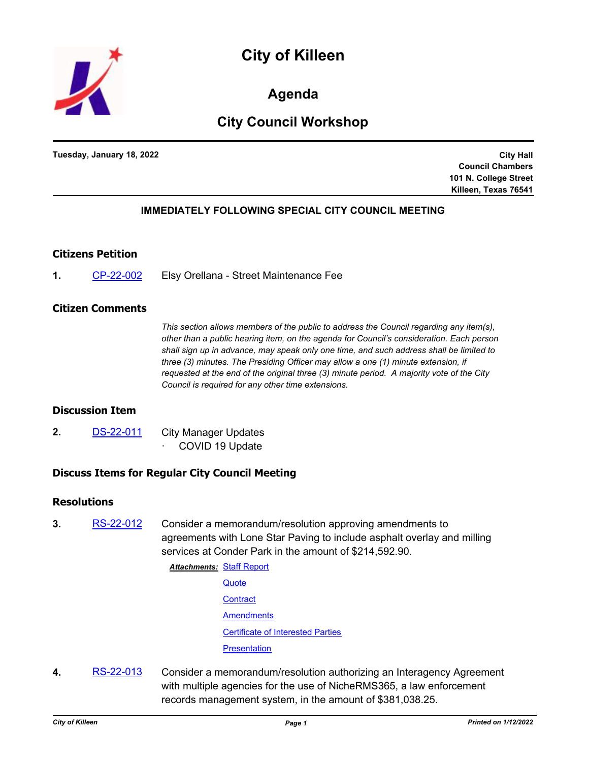# City of Killeen

## Agenda

## City Council Workshop

**Tuesday, January 18, 2022**

**City Hall**
**Council Chambers**
**101 N. College Street**
**Killeen, Texas 76541**

**IMMEDIATELY FOLLOWING SPECIAL CITY COUNCIL MEETING**

### Citizens Petition

**1.** CP-22-002 Elsy Orellana - Street Maintenance Fee

### Citizen Comments

*This section allows members of the public to address the Council regarding any item(s), other than a public hearing item, on the agenda for Council's consideration. Each person shall sign up in advance, may speak only one time, and such address shall be limited to three (3) minutes. The Presiding Officer may allow a one (1) minute extension, if requested at the end of the original three (3) minute period. A majority vote of the City Council is required for any other time extensions.*

### Discussion Item

**2.** DS-22-011 City Manager Updates

- COVID 19 Update

### Discuss Items for Regular City Council Meeting

### Resolutions

**3.** RS-22-012 Consider a memorandum/resolution approving amendments to agreements with Lone Star Paving to include asphalt overlay and milling services at Conder Park in the amount of $214,592.90.

***Attachments:*** Staff Report
Quote
Contract
Amendments
Certificate of Interested Parties
Presentation

**4.** RS-22-013 Consider a memorandum/resolution authorizing an Interagency Agreement with multiple agencies for the use of NicheRMS365, a law enforcement records management system, in the amount of $381,038.25.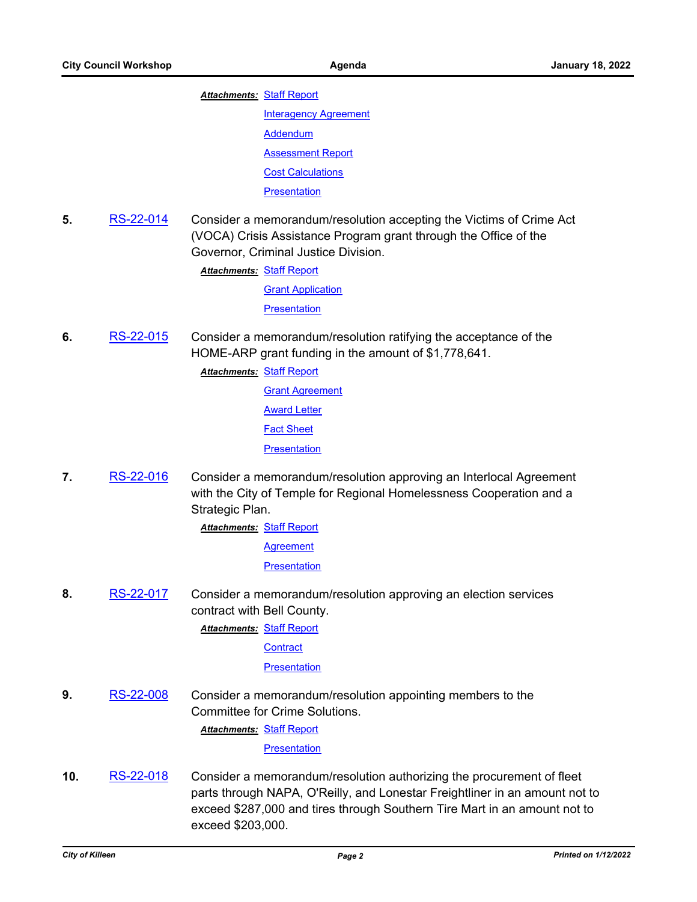***Attachments:*** Staff Report

Interagency Agreement

Addendum

Assessment Report

Cost Calculations

Presentation

**5.** RS-22-014 Consider a memorandum/resolution accepting the Victims of Crime Act (VOCA) Crisis Assistance Program grant through the Office of the Governor, Criminal Justice Division.

***Attachments:*** Staff Report

Grant Application

Presentation

**6.** RS-22-015 Consider a memorandum/resolution ratifying the acceptance of the HOME-ARP grant funding in the amount of $1,778,641.

***Attachments:*** Staff Report

Grant Agreement

Award Letter

Fact Sheet

Presentation

**7.** RS-22-016 Consider a memorandum/resolution approving an Interlocal Agreement with the City of Temple for Regional Homelessness Cooperation and a Strategic Plan.

***Attachments:*** Staff Report

Agreement

Presentation

**8.** RS-22-017 Consider a memorandum/resolution approving an election services contract with Bell County.

***Attachments:*** Staff Report

Contract

Presentation

**9.** RS-22-008 Consider a memorandum/resolution appointing members to the Committee for Crime Solutions.

***Attachments:*** Staff Report

Presentation

**10.** RS-22-018 Consider a memorandum/resolution authorizing the procurement of fleet parts through NAPA, O'Reilly, and Lonestar Freightliner in an amount not to exceed $287,000 and tires through Southern Tire Mart in an amount not to exceed $203,000.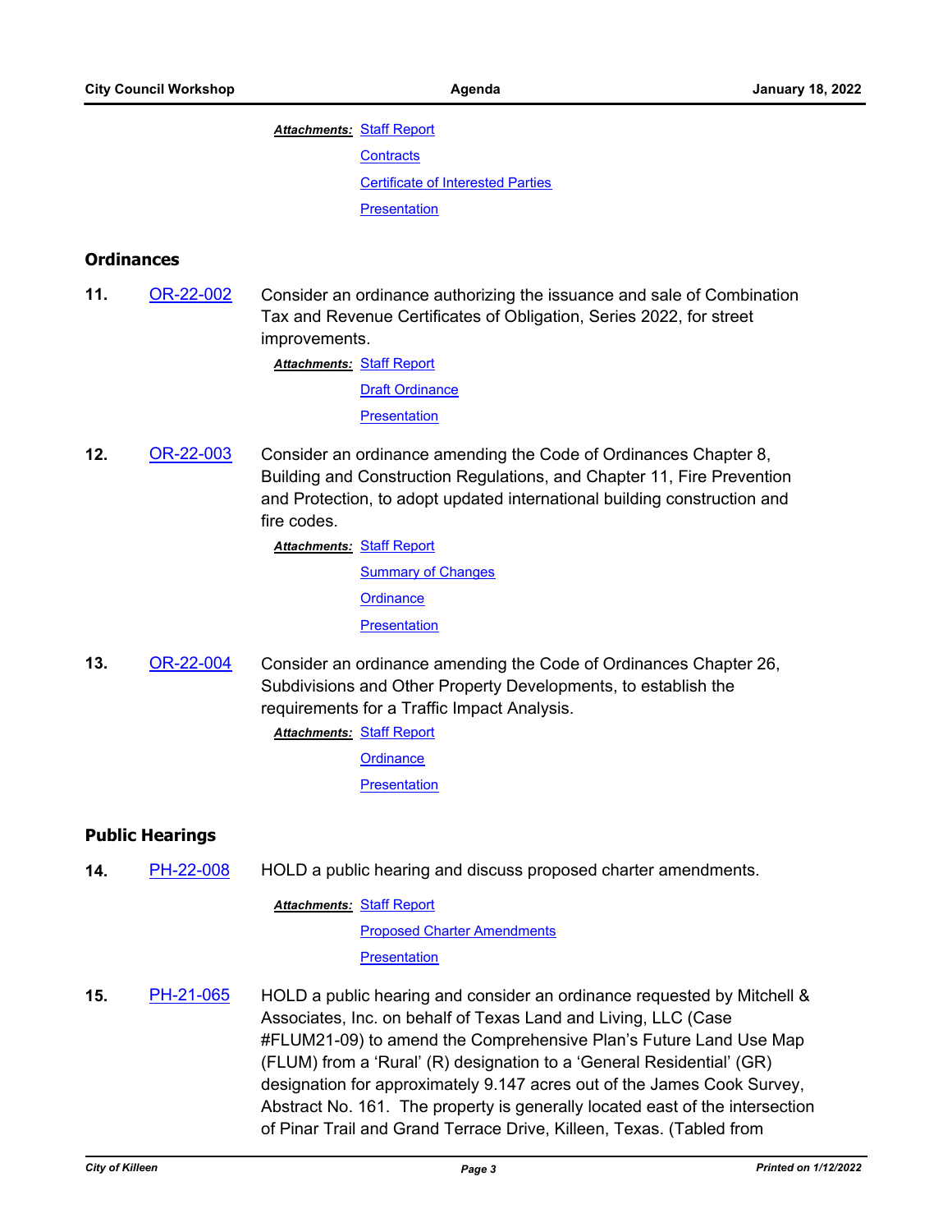*Attachments:* Staff Report

Contracts

Certificate of Interested Parties

Presentation

## Ordinances

**11.** OR-22-002 Consider an ordinance authorizing the issuance and sale of Combination Tax and Revenue Certificates of Obligation, Series 2022, for street improvements.

*Attachments:* Staff Report

Draft Ordinance

Presentation

**12.** OR-22-003 Consider an ordinance amending the Code of Ordinances Chapter 8, Building and Construction Regulations, and Chapter 11, Fire Prevention and Protection, to adopt updated international building construction and fire codes.

*Attachments:* Staff Report

Summary of Changes

Ordinance

Presentation

**13.** OR-22-004 Consider an ordinance amending the Code of Ordinances Chapter 26, Subdivisions and Other Property Developments, to establish the requirements for a Traffic Impact Analysis.

*Attachments:* Staff Report

Ordinance

Presentation

## Public Hearings

**14.** PH-22-008 HOLD a public hearing and discuss proposed charter amendments.

*Attachments:* Staff Report

Proposed Charter Amendments

Presentation

**15.** PH-21-065 HOLD a public hearing and consider an ordinance requested by Mitchell & Associates, Inc. on behalf of Texas Land and Living, LLC (Case #FLUM21-09) to amend the Comprehensive Plan's Future Land Use Map (FLUM) from a 'Rural' (R) designation to a 'General Residential' (GR) designation for approximately 9.147 acres out of the James Cook Survey, Abstract No. 161. The property is generally located east of the intersection of Pinar Trail and Grand Terrace Drive, Killeen, Texas. (Tabled from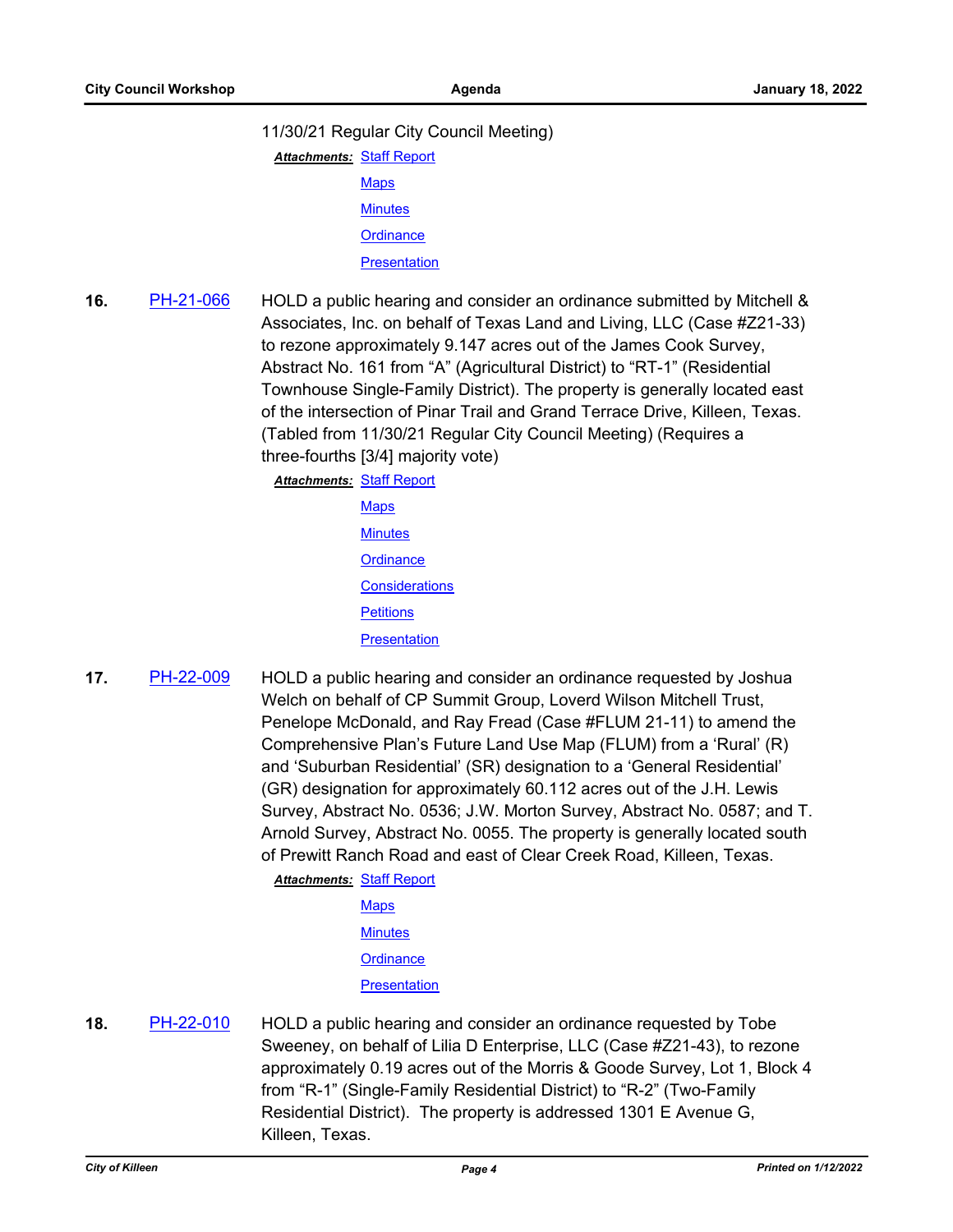11/30/21 Regular City Council Meeting)

***Attachments:*** [Staff Report](#)
[Maps](#)
[Minutes](#)
[Ordinance](#)
[Presentation](#)

**16.** [PH-21-066](#) HOLD a public hearing and consider an ordinance submitted by Mitchell & Associates, Inc. on behalf of Texas Land and Living, LLC (Case #Z21-33) to rezone approximately 9.147 acres out of the James Cook Survey, Abstract No. 161 from "A" (Agricultural District) to "RT-1" (Residential Townhouse Single-Family District). The property is generally located east of the intersection of Pinar Trail and Grand Terrace Drive, Killeen, Texas. (Tabled from 11/30/21 Regular City Council Meeting) (Requires a three-fourths [3/4] majority vote)

***Attachments:*** [Staff Report](#)
[Maps](#)
[Minutes](#)
[Ordinance](#)
[Considerations](#)
[Petitions](#)
[Presentation](#)

**17.** [PH-22-009](#) HOLD a public hearing and consider an ordinance requested by Joshua Welch on behalf of CP Summit Group, Loverd Wilson Mitchell Trust, Penelope McDonald, and Ray Fread (Case #FLUM 21-11) to amend the Comprehensive Plan's Future Land Use Map (FLUM) from a 'Rural' (R) and 'Suburban Residential' (SR) designation to a 'General Residential' (GR) designation for approximately 60.112 acres out of the J.H. Lewis Survey, Abstract No. 0536; J.W. Morton Survey, Abstract No. 0587; and T. Arnold Survey, Abstract No. 0055. The property is generally located south of Prewitt Ranch Road and east of Clear Creek Road, Killeen, Texas.

***Attachments:*** [Staff Report](#)
[Maps](#)
[Minutes](#)
[Ordinance](#)
[Presentation](#)

**18.** [PH-22-010](#) HOLD a public hearing and consider an ordinance requested by Tobe Sweeney, on behalf of Lilia D Enterprise, LLC (Case #Z21-43), to rezone approximately 0.19 acres out of the Morris & Goode Survey, Lot 1, Block 4 from "R-1" (Single-Family Residential District) to "R-2" (Two-Family Residential District). The property is addressed 1301 E Avenue G, Killeen, Texas.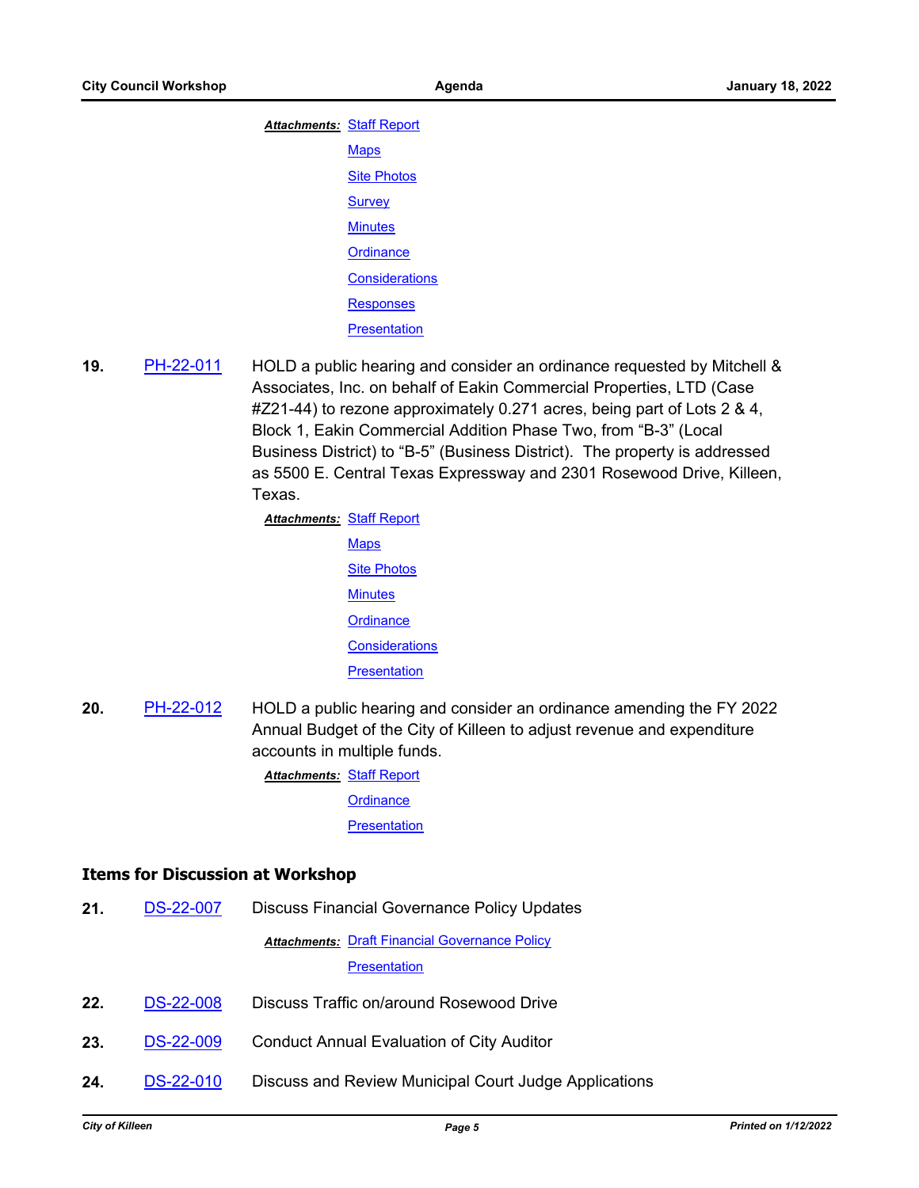*Attachments:* Staff Report

Maps

Site Photos

Survey

Minutes

Ordinance

Considerations

Responses

Presentation

**19.** PH-22-011 HOLD a public hearing and consider an ordinance requested by Mitchell & Associates, Inc. on behalf of Eakin Commercial Properties, LTD (Case #Z21-44) to rezone approximately 0.271 acres, being part of Lots 2 & 4, Block 1, Eakin Commercial Addition Phase Two, from “B-3” (Local Business District) to “B-5” (Business District). The property is addressed as 5500 E. Central Texas Expressway and 2301 Rosewood Drive, Killeen, Texas.

*Attachments:* Staff Report

Maps

Site Photos

Minutes

Ordinance

Considerations

Presentation

**20.** PH-22-012 HOLD a public hearing and consider an ordinance amending the FY 2022 Annual Budget of the City of Killeen to adjust revenue and expenditure accounts in multiple funds.

*Attachments:* Staff Report

Ordinance

Presentation

## Items for Discussion at Workshop

**21.** DS-22-007 Discuss Financial Governance Policy Updates

*Attachments:* Draft Financial Governance Policy

Presentation

**22.** DS-22-008 Discuss Traffic on/around Rosewood Drive

**23.** DS-22-009 Conduct Annual Evaluation of City Auditor

**24.** DS-22-010 Discuss and Review Municipal Court Judge Applications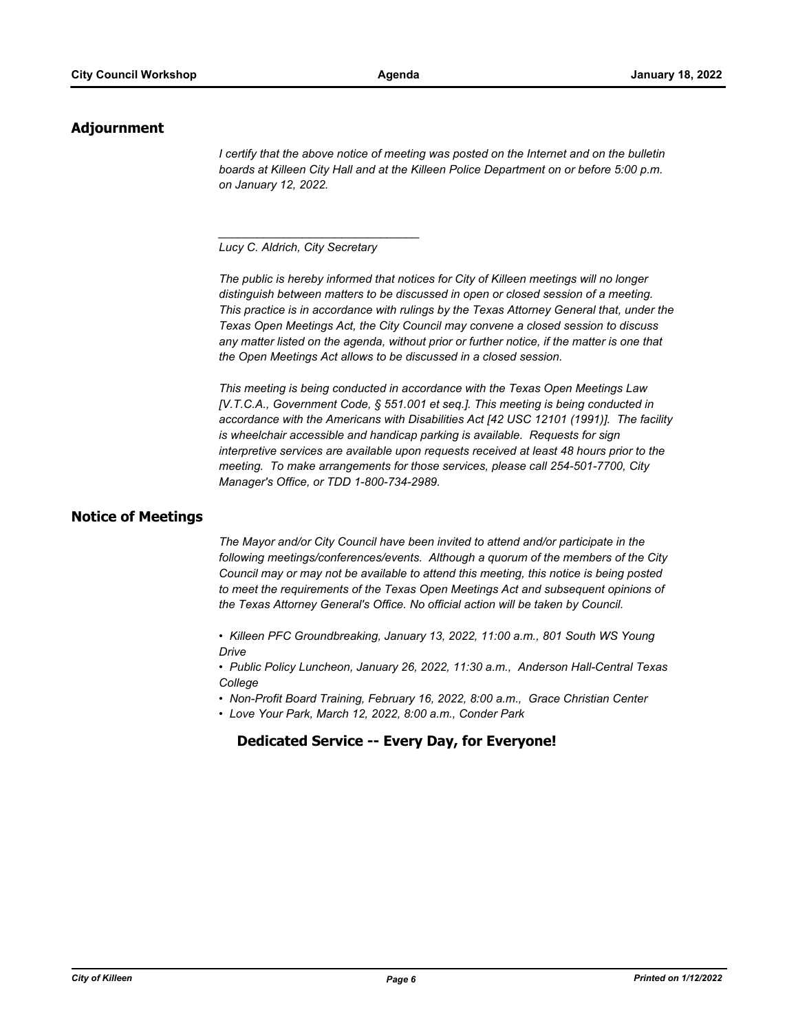## Adjournment

*I certify that the above notice of meeting was posted on the Internet and on the bulletin boards at Killeen City Hall and at the Killeen Police Department on or before 5:00 p.m. on January 12, 2022.*

_______________________________

*Lucy C. Aldrich, City Secretary*

*The public is hereby informed that notices for City of Killeen meetings will no longer distinguish between matters to be discussed in open or closed session of a meeting. This practice is in accordance with rulings by the Texas Attorney General that, under the Texas Open Meetings Act, the City Council may convene a closed session to discuss any matter listed on the agenda, without prior or further notice, if the matter is one that the Open Meetings Act allows to be discussed in a closed session.*

*This meeting is being conducted in accordance with the Texas Open Meetings Law [V.T.C.A., Government Code, § 551.001 et seq.]. This meeting is being conducted in accordance with the Americans with Disabilities Act [42 USC 12101 (1991)]. The facility is wheelchair accessible and handicap parking is available. Requests for sign interpretive services are available upon requests received at least 48 hours prior to the meeting. To make arrangements for those services, please call 254-501-7700, City Manager's Office, or TDD 1-800-734-2989.*

## Notice of Meetings

*The Mayor and/or City Council have been invited to attend and/or participate in the following meetings/conferences/events. Although a quorum of the members of the City Council may or may not be available to attend this meeting, this notice is being posted to meet the requirements of the Texas Open Meetings Act and subsequent opinions of the Texas Attorney General's Office. No official action will be taken by Council.*

- *Killeen PFC Groundbreaking, January 13, 2022, 11:00 a.m., 801 South WS Young Drive*
- *Public Policy Luncheon, January 26, 2022, 11:30 a.m., Anderson Hall-Central Texas College*
- *Non-Profit Board Training, February 16, 2022, 8:00 a.m., Grace Christian Center*
- *Love Your Park, March 12, 2022, 8:00 a.m., Conder Park*

**Dedicated Service -- Every Day, for Everyone!**